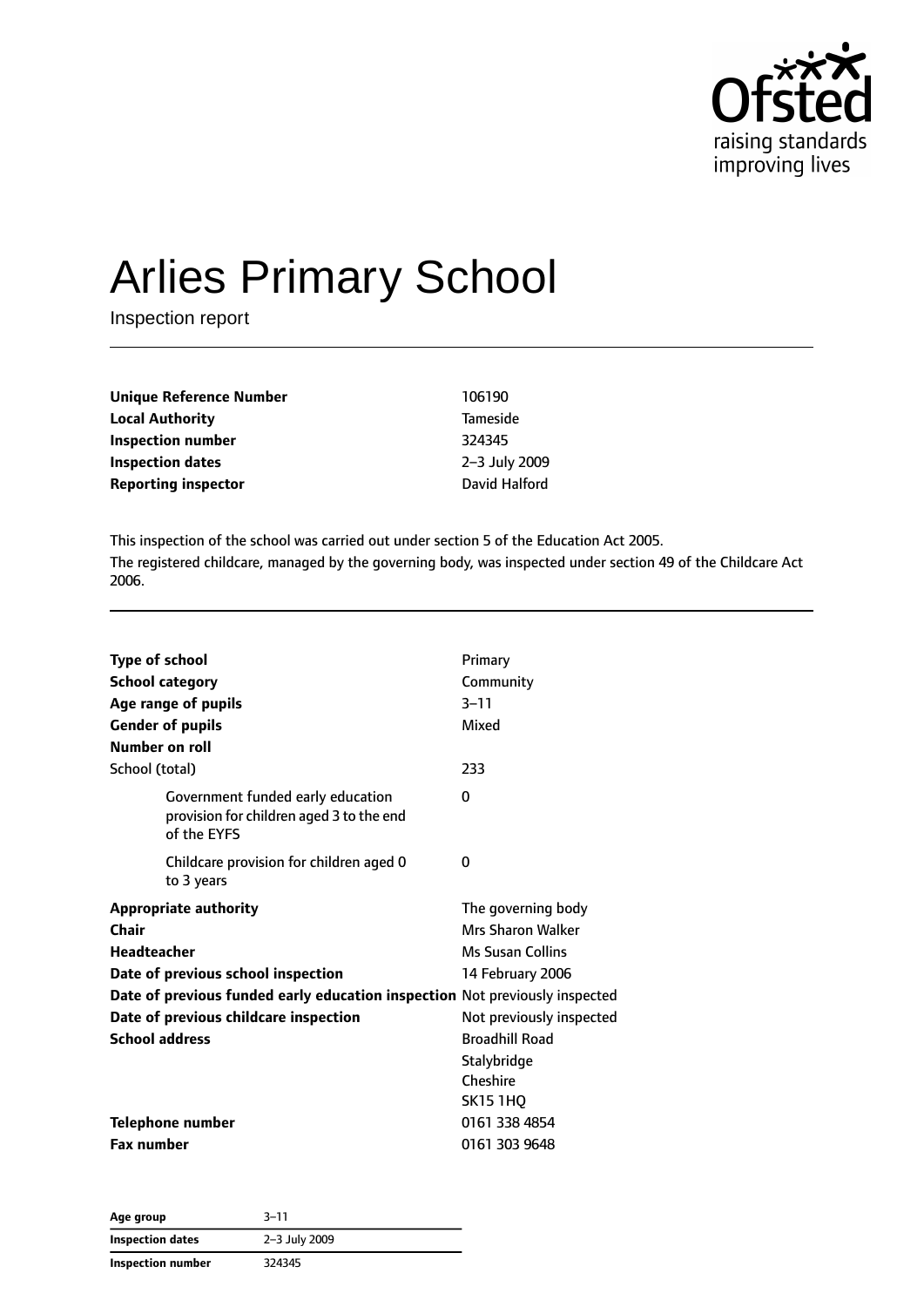# Arlies Primary School

Inspection report

| | |
|---|---|
| **Unique Reference Number** | 106190 |
| **Local Authority** | Tameside |
| **Inspection number** | 324345 |
| **Inspection dates** | 2–3 July 2009 |
| **Reporting inspector** | David Halford |

This inspection of the school was carried out under section 5 of the Education Act 2005.

The registered childcare, managed by the governing body, was inspected under section 49 of the Childcare Act 2006.

| | |
|---|---|
| **Type of school** | Primary |
| **School category** | Community |
| **Age range of pupils** | 3–11 |
| **Gender of pupils** | Mixed |
| **Number on roll** | |
| School (total) | 233 |
| Government funded early education provision for children aged 3 to the end of the EYFS | 0 |
| Childcare provision for children aged 0 to 3 years | 0 |
| **Appropriate authority** | The governing body |
| **Chair** | Mrs Sharon Walker |
| **Headteacher** | Ms Susan Collins |
| **Date of previous school inspection** | 14 February 2006 |
| **Date of previous funded early education inspection** | Not previously inspected |
| **Date of previous childcare inspection** | Not previously inspected |
| **School address** | Broadhill Road<br>Stalybridge<br>Cheshire<br>SK15 1HQ |
| **Telephone number** | 0161 338 4854 |
| **Fax number** | 0161 303 9648 |

| | |
|---|---|
| **Age group** | 3–11 |
| **Inspection dates** | 2–3 July 2009 |
| **Inspection number** | 324345 |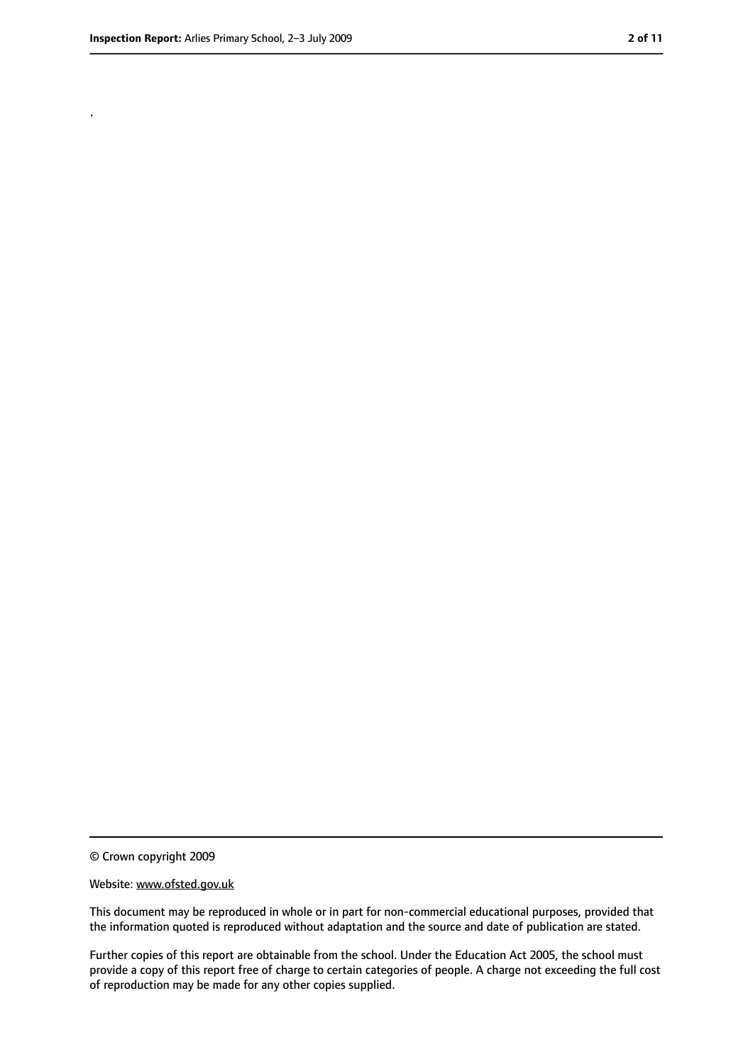.

© Crown copyright 2009

Website: www.ofsted.gov.uk

This document may be reproduced in whole or in part for non-commercial educational purposes, provided that the information quoted is reproduced without adaptation and the source and date of publication are stated.

Further copies of this report are obtainable from the school. Under the Education Act 2005, the school must provide a copy of this report free of charge to certain categories of people. A charge not exceeding the full cost of reproduction may be made for any other copies supplied.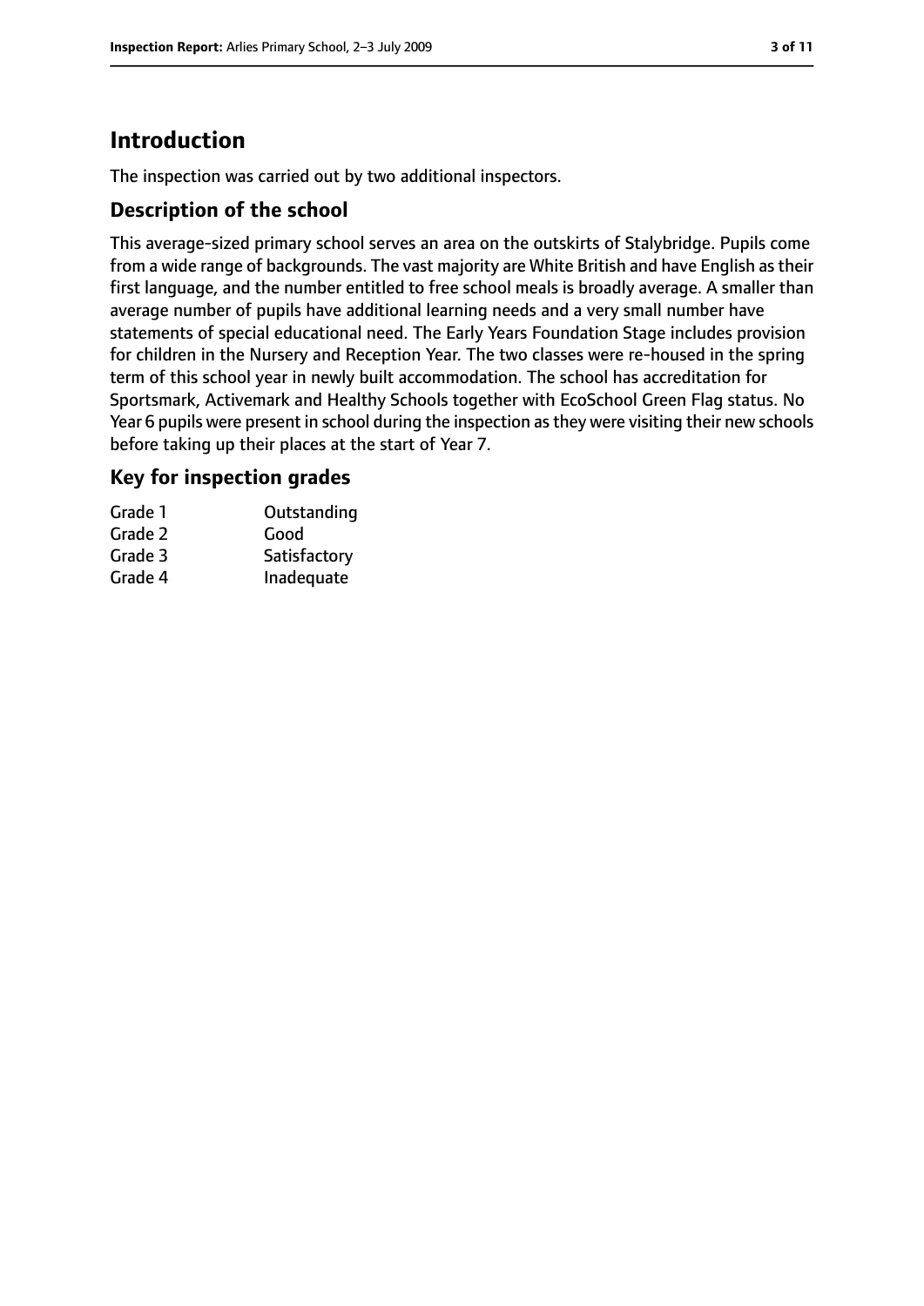# Introduction

The inspection was carried out by two additional inspectors.

## Description of the school

This average-sized primary school serves an area on the outskirts of Stalybridge. Pupils come from a wide range of backgrounds. The vast majority are White British and have English as their first language, and the number entitled to free school meals is broadly average. A smaller than average number of pupils have additional learning needs and a very small number have statements of special educational need. The Early Years Foundation Stage includes provision for children in the Nursery and Reception Year. The two classes were re-housed in the spring term of this school year in newly built accommodation. The school has accreditation for Sportsmark, Activemark and Healthy Schools together with EcoSchool Green Flag status. No Year 6 pupils were present in school during the inspection as they were visiting their new schools before taking up their places at the start of Year 7.

## Key for inspection grades

| | |
|---|---|
| Grade 1 | Outstanding |
| Grade 2 | Good |
| Grade 3 | Satisfactory |
| Grade 4 | Inadequate |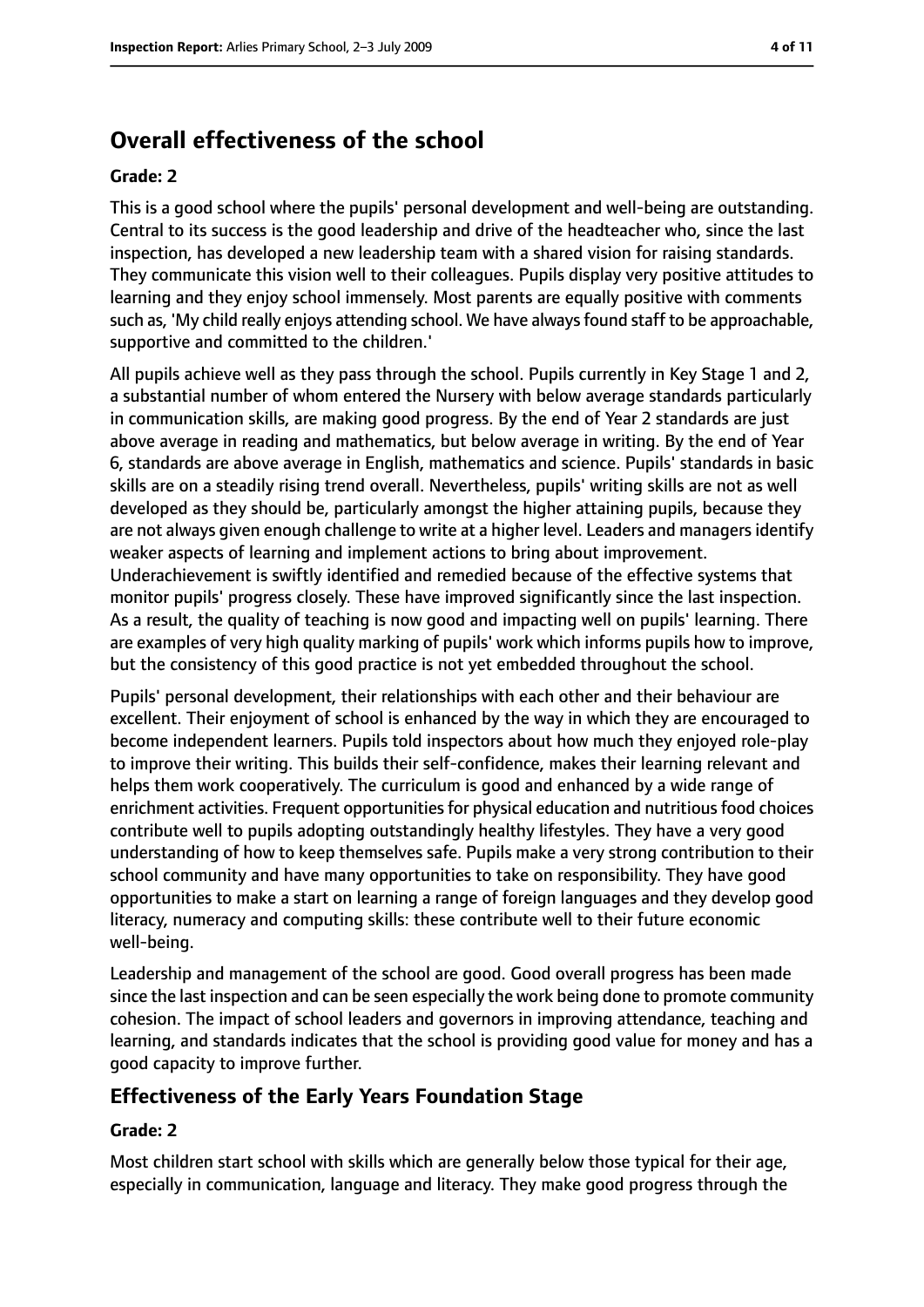## Overall effectiveness of the school

**Grade: 2**

This is a good school where the pupils' personal development and well-being are outstanding. Central to its success is the good leadership and drive of the headteacher who, since the last inspection, has developed a new leadership team with a shared vision for raising standards. They communicate this vision well to their colleagues. Pupils display very positive attitudes to learning and they enjoy school immensely. Most parents are equally positive with comments such as, 'My child really enjoys attending school. We have always found staff to be approachable, supportive and committed to the children.'

All pupils achieve well as they pass through the school. Pupils currently in Key Stage 1 and 2, a substantial number of whom entered the Nursery with below average standards particularly in communication skills, are making good progress. By the end of Year 2 standards are just above average in reading and mathematics, but below average in writing. By the end of Year 6, standards are above average in English, mathematics and science. Pupils' standards in basic skills are on a steadily rising trend overall. Nevertheless, pupils' writing skills are not as well developed as they should be, particularly amongst the higher attaining pupils, because they are not always given enough challenge to write at a higher level. Leaders and managers identify weaker aspects of learning and implement actions to bring about improvement. Underachievement is swiftly identified and remedied because of the effective systems that monitor pupils' progress closely. These have improved significantly since the last inspection. As a result, the quality of teaching is now good and impacting well on pupils' learning. There are examples of very high quality marking of pupils' work which informs pupils how to improve, but the consistency of this good practice is not yet embedded throughout the school.

Pupils' personal development, their relationships with each other and their behaviour are excellent. Their enjoyment of school is enhanced by the way in which they are encouraged to become independent learners. Pupils told inspectors about how much they enjoyed role-play to improve their writing. This builds their self-confidence, makes their learning relevant and helps them work cooperatively. The curriculum is good and enhanced by a wide range of enrichment activities. Frequent opportunities for physical education and nutritious food choices contribute well to pupils adopting outstandingly healthy lifestyles. They have a very good understanding of how to keep themselves safe. Pupils make a very strong contribution to their school community and have many opportunities to take on responsibility. They have good opportunities to make a start on learning a range of foreign languages and they develop good literacy, numeracy and computing skills: these contribute well to their future economic well-being.

Leadership and management of the school are good. Good overall progress has been made since the last inspection and can be seen especially the work being done to promote community cohesion. The impact of school leaders and governors in improving attendance, teaching and learning, and standards indicates that the school is providing good value for money and has a good capacity to improve further.

## Effectiveness of the Early Years Foundation Stage

**Grade: 2**

Most children start school with skills which are generally below those typical for their age, especially in communication, language and literacy. They make good progress through the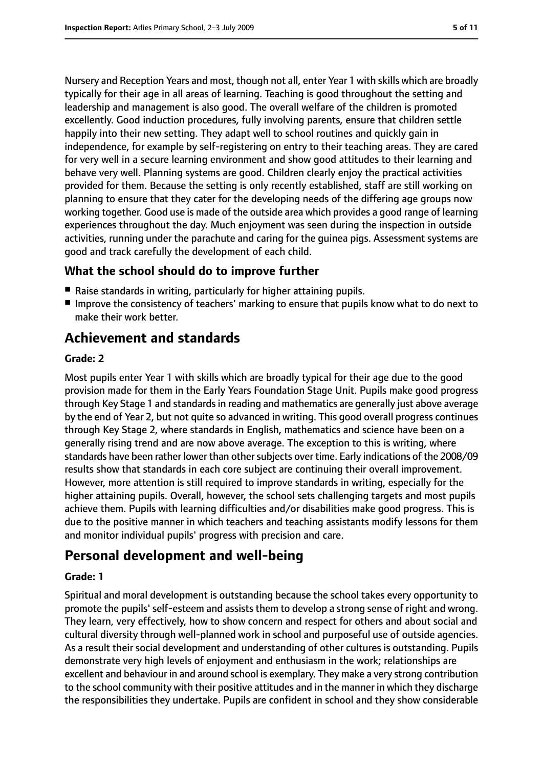Nursery and Reception Years and most, though not all, enter Year 1 with skills which are broadly typically for their age in all areas of learning. Teaching is good throughout the setting and leadership and management is also good. The overall welfare of the children is promoted excellently. Good induction procedures, fully involving parents, ensure that children settle happily into their new setting. They adapt well to school routines and quickly gain in independence, for example by self-registering on entry to their teaching areas. They are cared for very well in a secure learning environment and show good attitudes to their learning and behave very well. Planning systems are good. Children clearly enjoy the practical activities provided for them. Because the setting is only recently established, staff are still working on planning to ensure that they cater for the developing needs of the differing age groups now working together. Good use is made of the outside area which provides a good range of learning experiences throughout the day. Much enjoyment was seen during the inspection in outside activities, running under the parachute and caring for the guinea pigs. Assessment systems are good and track carefully the development of each child.

### What the school should do to improve further

- Raise standards in writing, particularly for higher attaining pupils.
- Improve the consistency of teachers' marking to ensure that pupils know what to do next to make their work better.

## Achievement and standards

#### Grade: 2

Most pupils enter Year 1 with skills which are broadly typical for their age due to the good provision made for them in the Early Years Foundation Stage Unit. Pupils make good progress through Key Stage 1 and standards in reading and mathematics are generally just above average by the end of Year 2, but not quite so advanced in writing. This good overall progress continues through Key Stage 2, where standards in English, mathematics and science have been on a generally rising trend and are now above average. The exception to this is writing, where standards have been rather lower than other subjects over time. Early indications of the 2008/09 results show that standards in each core subject are continuing their overall improvement. However, more attention is still required to improve standards in writing, especially for the higher attaining pupils. Overall, however, the school sets challenging targets and most pupils achieve them. Pupils with learning difficulties and/or disabilities make good progress. This is due to the positive manner in which teachers and teaching assistants modify lessons for them and monitor individual pupils' progress with precision and care.

## Personal development and well-being

#### Grade: 1

Spiritual and moral development is outstanding because the school takes every opportunity to promote the pupils' self-esteem and assists them to develop a strong sense of right and wrong. They learn, very effectively, how to show concern and respect for others and about social and cultural diversity through well-planned work in school and purposeful use of outside agencies. As a result their social development and understanding of other cultures is outstanding. Pupils demonstrate very high levels of enjoyment and enthusiasm in the work; relationships are excellent and behaviour in and around school is exemplary. They make a very strong contribution to the school community with their positive attitudes and in the manner in which they discharge the responsibilities they undertake. Pupils are confident in school and they show considerable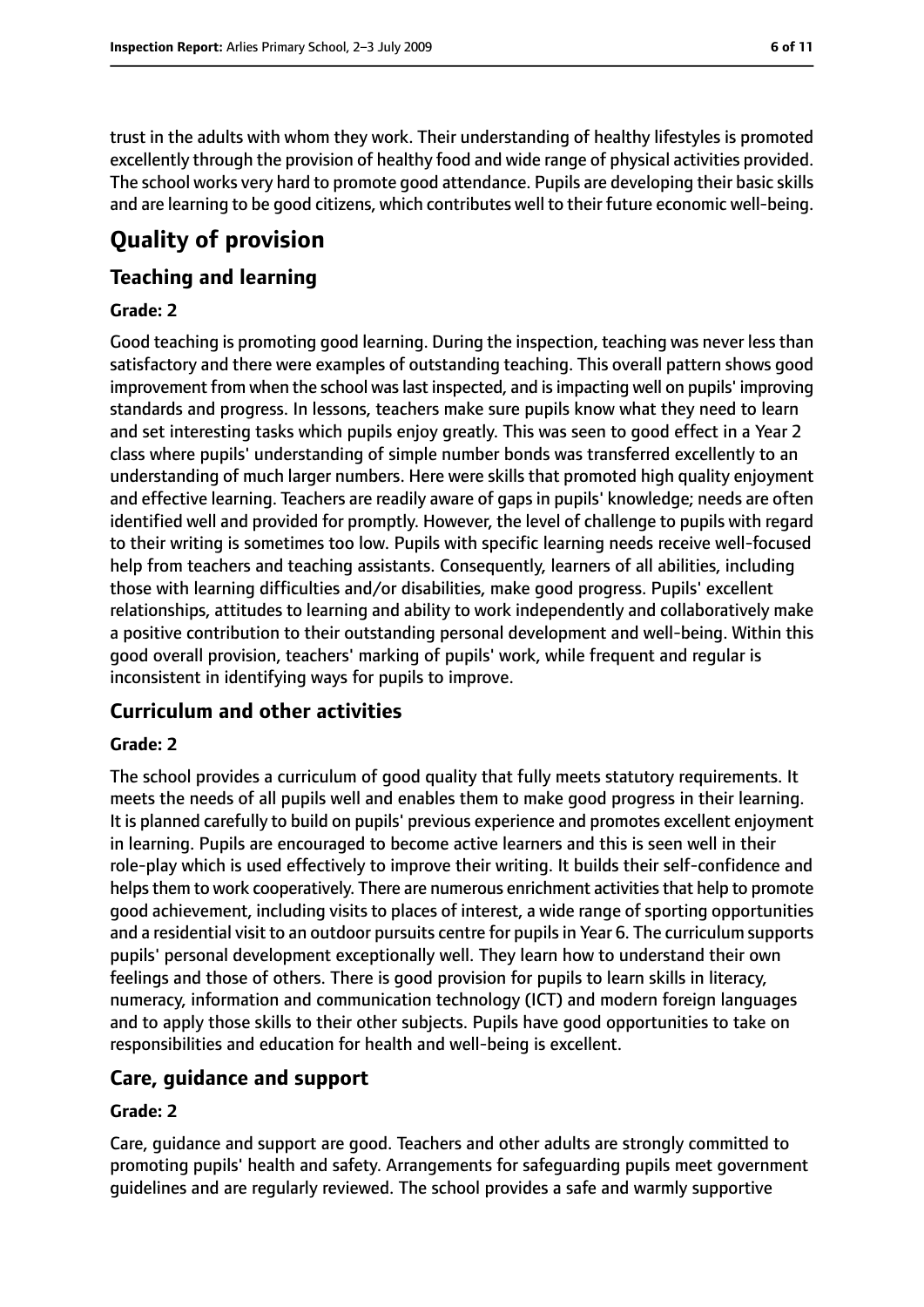trust in the adults with whom they work. Their understanding of healthy lifestyles is promoted excellently through the provision of healthy food and wide range of physical activities provided. The school works very hard to promote good attendance. Pupils are developing their basic skills and are learning to be good citizens, which contributes well to their future economic well-being.

# Quality of provision

## Teaching and learning

### Grade: 2

Good teaching is promoting good learning. During the inspection, teaching was never less than satisfactory and there were examples of outstanding teaching. This overall pattern shows good improvement from when the school was last inspected, and is impacting well on pupils' improving standards and progress. In lessons, teachers make sure pupils know what they need to learn and set interesting tasks which pupils enjoy greatly. This was seen to good effect in a Year 2 class where pupils' understanding of simple number bonds was transferred excellently to an understanding of much larger numbers. Here were skills that promoted high quality enjoyment and effective learning. Teachers are readily aware of gaps in pupils' knowledge; needs are often identified well and provided for promptly. However, the level of challenge to pupils with regard to their writing is sometimes too low. Pupils with specific learning needs receive well-focused help from teachers and teaching assistants. Consequently, learners of all abilities, including those with learning difficulties and/or disabilities, make good progress. Pupils' excellent relationships, attitudes to learning and ability to work independently and collaboratively make a positive contribution to their outstanding personal development and well-being. Within this good overall provision, teachers' marking of pupils' work, while frequent and regular is inconsistent in identifying ways for pupils to improve.

## Curriculum and other activities

### Grade: 2

The school provides a curriculum of good quality that fully meets statutory requirements. It meets the needs of all pupils well and enables them to make good progress in their learning. It is planned carefully to build on pupils' previous experience and promotes excellent enjoyment in learning. Pupils are encouraged to become active learners and this is seen well in their role-play which is used effectively to improve their writing. It builds their self-confidence and helps them to work cooperatively. There are numerous enrichment activities that help to promote good achievement, including visits to places of interest, a wide range of sporting opportunities and a residential visit to an outdoor pursuits centre for pupils in Year 6. The curriculum supports pupils' personal development exceptionally well. They learn how to understand their own feelings and those of others. There is good provision for pupils to learn skills in literacy, numeracy, information and communication technology (ICT) and modern foreign languages and to apply those skills to their other subjects. Pupils have good opportunities to take on responsibilities and education for health and well-being is excellent.

## Care, guidance and support

### Grade: 2

Care, guidance and support are good. Teachers and other adults are strongly committed to promoting pupils' health and safety. Arrangements for safeguarding pupils meet government guidelines and are regularly reviewed. The school provides a safe and warmly supportive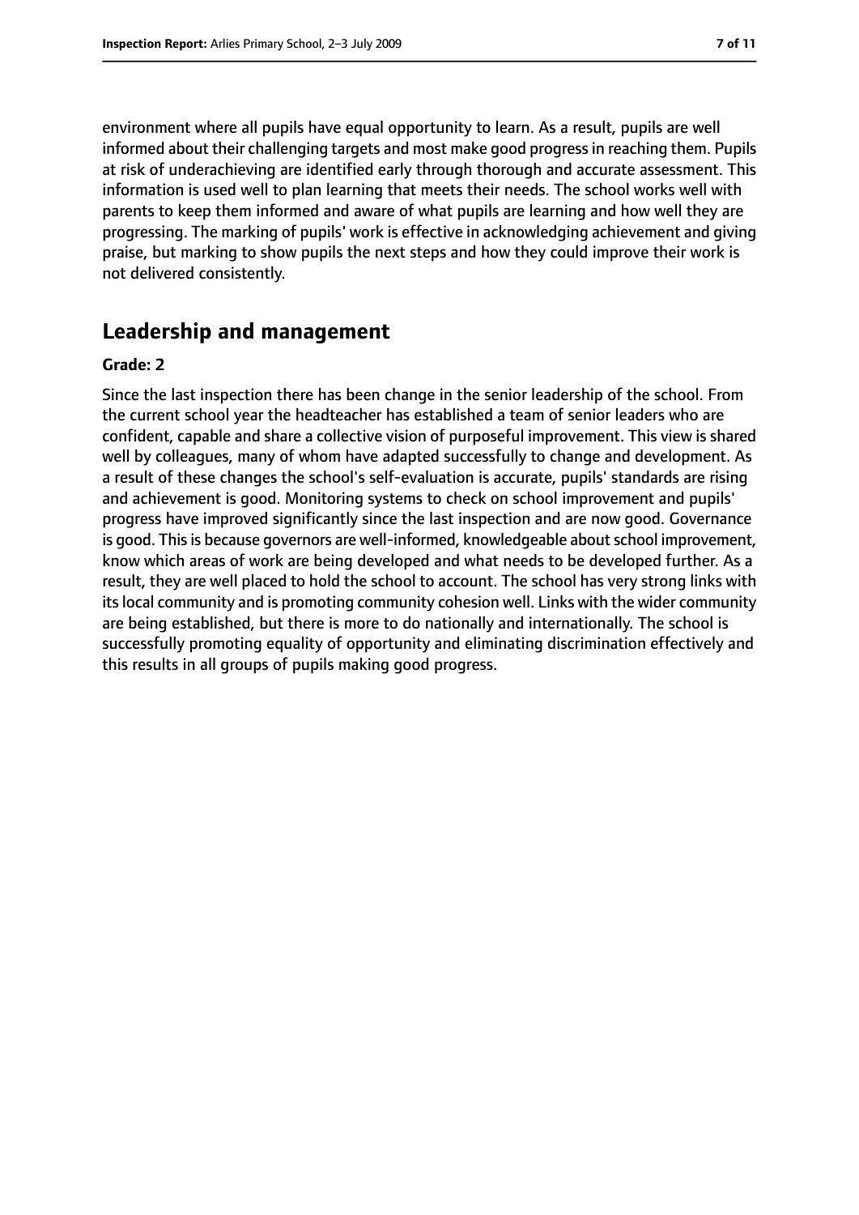environment where all pupils have equal opportunity to learn. As a result, pupils are well informed about their challenging targets and most make good progress in reaching them. Pupils at risk of underachieving are identified early through thorough and accurate assessment. This information is used well to plan learning that meets their needs. The school works well with parents to keep them informed and aware of what pupils are learning and how well they are progressing. The marking of pupils' work is effective in acknowledging achievement and giving praise, but marking to show pupils the next steps and how they could improve their work is not delivered consistently.

## Leadership and management

**Grade: 2**

Since the last inspection there has been change in the senior leadership of the school. From the current school year the headteacher has established a team of senior leaders who are confident, capable and share a collective vision of purposeful improvement. This view is shared well by colleagues, many of whom have adapted successfully to change and development. As a result of these changes the school's self-evaluation is accurate, pupils' standards are rising and achievement is good. Monitoring systems to check on school improvement and pupils' progress have improved significantly since the last inspection and are now good. Governance is good. This is because governors are well-informed, knowledgeable about school improvement, know which areas of work are being developed and what needs to be developed further. As a result, they are well placed to hold the school to account. The school has very strong links with its local community and is promoting community cohesion well. Links with the wider community are being established, but there is more to do nationally and internationally. The school is successfully promoting equality of opportunity and eliminating discrimination effectively and this results in all groups of pupils making good progress.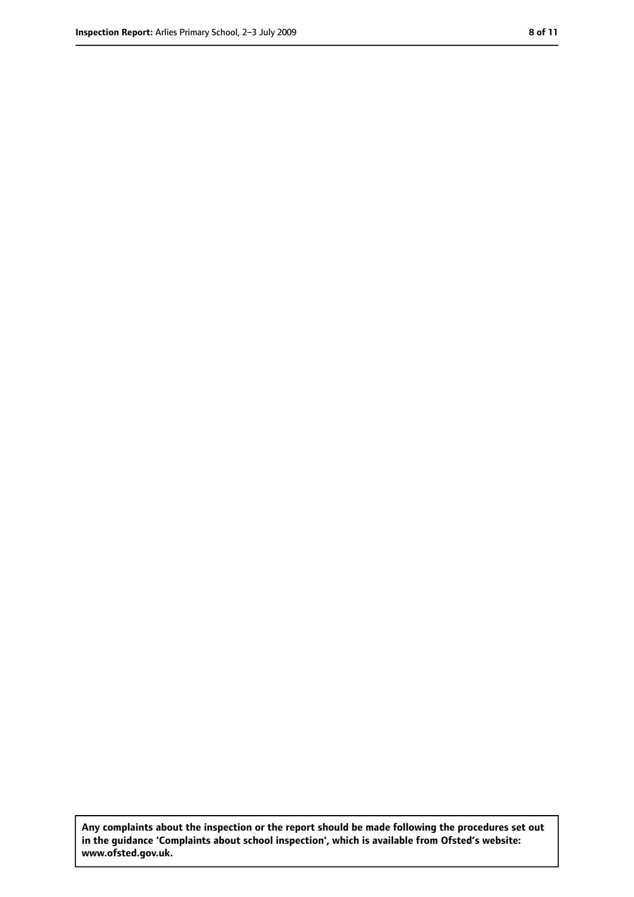**Any complaints about the inspection or the report should be made following the procedures set out in the guidance 'Complaints about school inspection', which is available from Ofsted's website: www.ofsted.gov.uk.**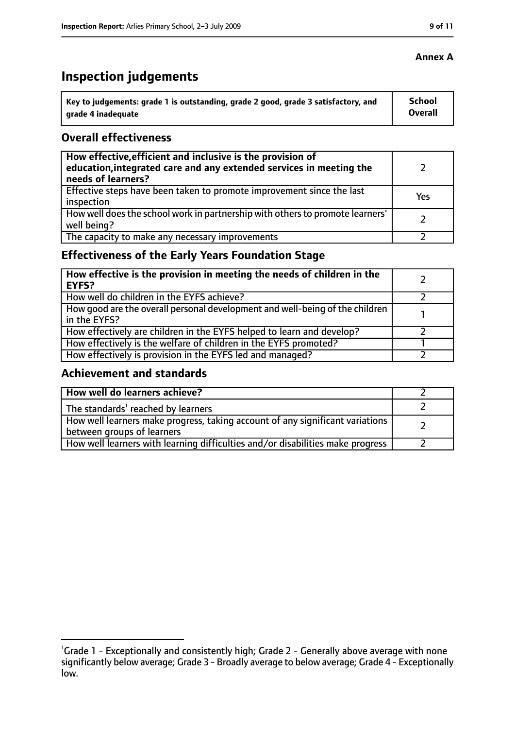**Annex A**

# Inspection judgements

| Key to judgements: grade 1 is outstanding, grade 2 good, grade 3 satisfactory, and grade 4 inadequate | School Overall |
|---|---|

## Overall effectiveness

| | |
|---|---|
| **How effective, efficient and inclusive is the provision of education, integrated care and any extended services in meeting the needs of learners?** | 2 |
| Effective steps have been taken to promote improvement since the last inspection | Yes |
| How well does the school work in partnership with others to promote learners' well being? | 2 |
| The capacity to make any necessary improvements | 2 |

## Effectiveness of the Early Years Foundation Stage

| | |
|---|---|
| **How effective is the provision in meeting the needs of children in the EYFS?** | 2 |
| How well do children in the EYFS achieve? | 2 |
| How good are the overall personal development and well-being of the children in the EYFS? | 1 |
| How effectively are children in the EYFS helped to learn and develop? | 2 |
| How effectively is the welfare of children in the EYFS promoted? | 1 |
| How effectively is provision in the EYFS led and managed? | 2 |

## Achievement and standards

| | |
|---|---|
| **How well do learners achieve?** | 2 |
| The standards[1] reached by learners | 2 |
| How well learners make progress, taking account of any significant variations between groups of learners | 2 |
| How well learners with learning difficulties and/or disabilities make progress | 2 |

[1]Grade 1 - Exceptionally and consistently high; Grade 2 - Generally above average with none significantly below average; Grade 3 - Broadly average to below average; Grade 4 - Exceptionally low.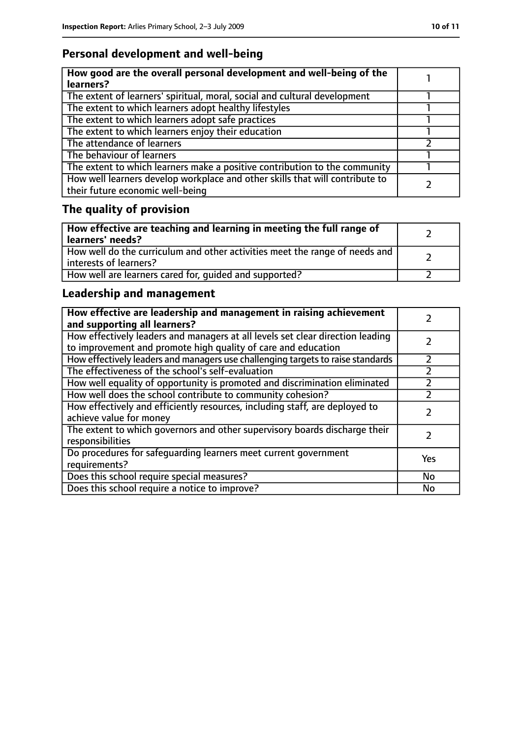## Personal development and well-being

| | |
|---|---|
| **How good are the overall personal development and well-being of the learners?** | 1 |
| The extent of learners' spiritual, moral, social and cultural development | 1 |
| The extent to which learners adopt healthy lifestyles | 1 |
| The extent to which learners adopt safe practices | 1 |
| The extent to which learners enjoy their education | 1 |
| The attendance of learners | 2 |
| The behaviour of learners | 1 |
| The extent to which learners make a positive contribution to the community | 1 |
| How well learners develop workplace and other skills that will contribute to their future economic well-being | 2 |

## The quality of provision

| | |
|---|---|
| **How effective are teaching and learning in meeting the full range of learners' needs?** | 2 |
| How well do the curriculum and other activities meet the range of needs and interests of learners? | 2 |
| How well are learners cared for, guided and supported? | 2 |

## Leadership and management

| | |
|---|---|
| **How effective are leadership and management in raising achievement and supporting all learners?** | 2 |
| How effectively leaders and managers at all levels set clear direction leading to improvement and promote high quality of care and education | 2 |
| How effectively leaders and managers use challenging targets to raise standards | 2 |
| The effectiveness of the school's self-evaluation | 2 |
| How well equality of opportunity is promoted and discrimination eliminated | 2 |
| How well does the school contribute to community cohesion? | 2 |
| How effectively and efficiently resources, including staff, are deployed to achieve value for money | 2 |
| The extent to which governors and other supervisory boards discharge their responsibilities | 2 |
| Do procedures for safeguarding learners meet current government requirements? | Yes |
| Does this school require special measures? | No |
| Does this school require a notice to improve? | No |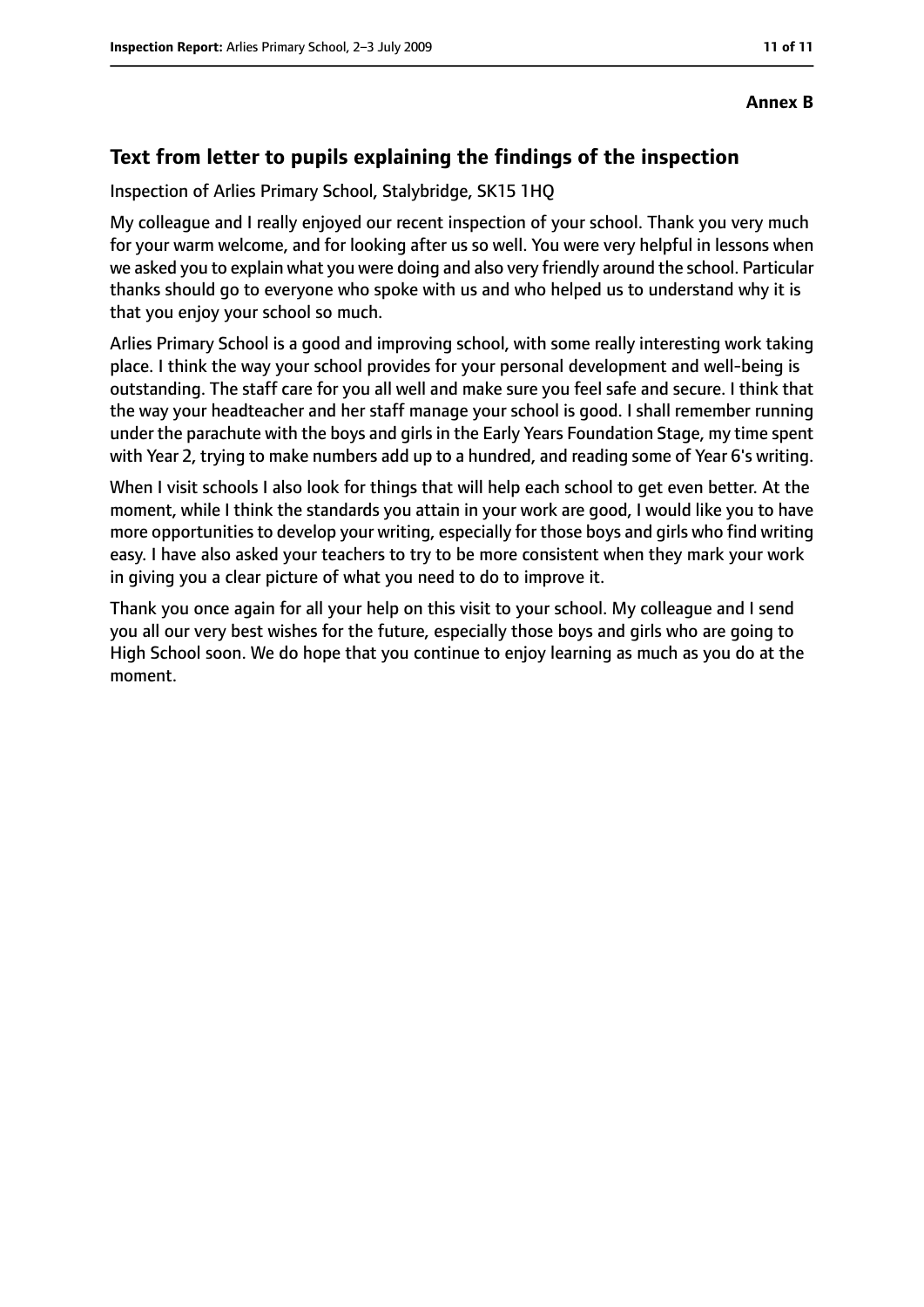**Annex B**

## Text from letter to pupils explaining the findings of the inspection

Inspection of Arlies Primary School, Stalybridge, SK15 1HQ

My colleague and I really enjoyed our recent inspection of your school. Thank you very much for your warm welcome, and for looking after us so well. You were very helpful in lessons when we asked you to explain what you were doing and also very friendly around the school. Particular thanks should go to everyone who spoke with us and who helped us to understand why it is that you enjoy your school so much.

Arlies Primary School is a good and improving school, with some really interesting work taking place. I think the way your school provides for your personal development and well-being is outstanding. The staff care for you all well and make sure you feel safe and secure. I think that the way your headteacher and her staff manage your school is good. I shall remember running under the parachute with the boys and girls in the Early Years Foundation Stage, my time spent with Year 2, trying to make numbers add up to a hundred, and reading some of Year 6's writing.

When I visit schools I also look for things that will help each school to get even better. At the moment, while I think the standards you attain in your work are good, I would like you to have more opportunities to develop your writing, especially for those boys and girls who find writing easy. I have also asked your teachers to try to be more consistent when they mark your work in giving you a clear picture of what you need to do to improve it.

Thank you once again for all your help on this visit to your school. My colleague and I send you all our very best wishes for the future, especially those boys and girls who are going to High School soon. We do hope that you continue to enjoy learning as much as you do at the moment.